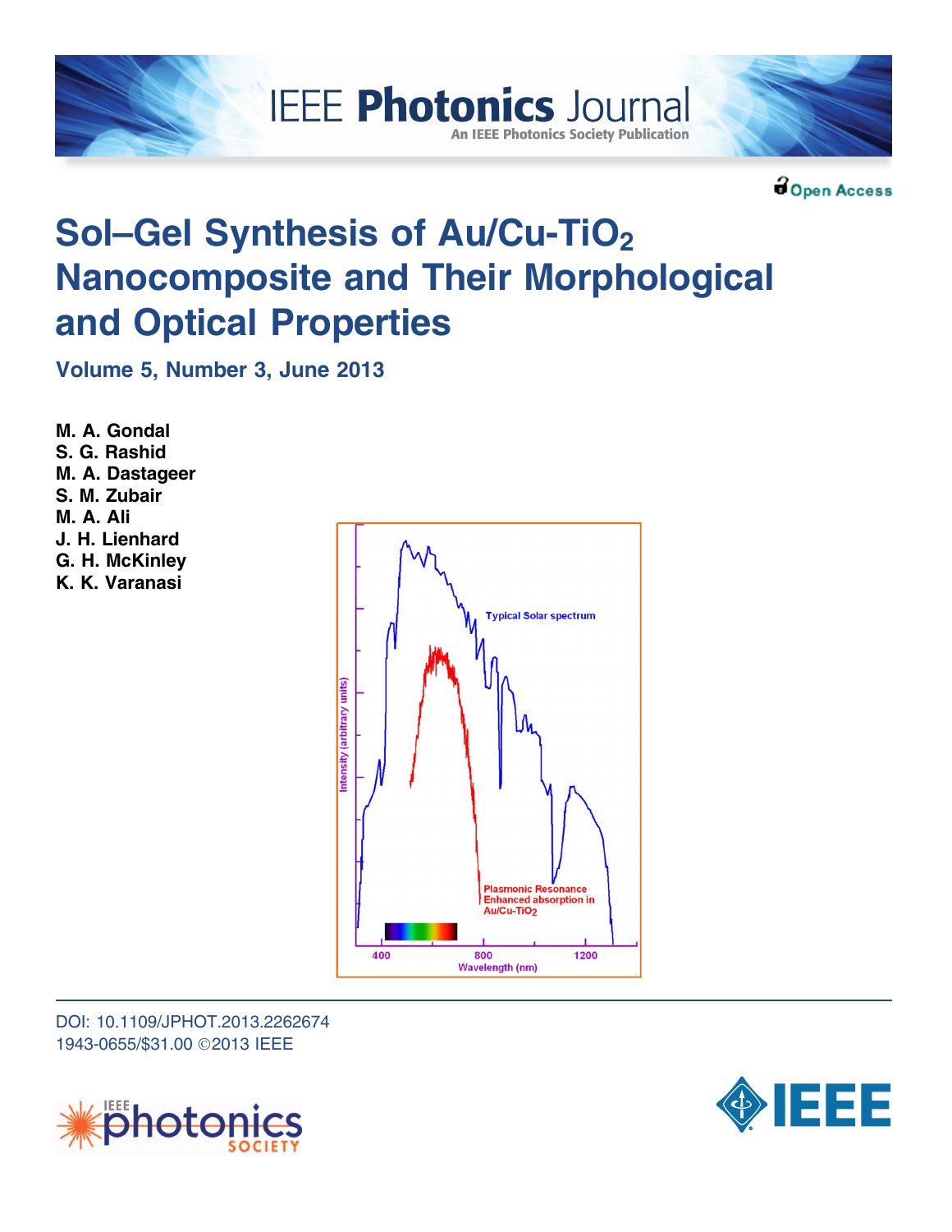IEEE Photonics Journal

An IEEE Photonics Society Publication

Open Access

# Sol–Gel Synthesis of Au/Cu-$TiO_2$ Nanocomposite and Their Morphological and Optical Properties

**Volume 5, Number 3, June 2013**

**M. A. Gondal**
**S. G. Rashid**
**M. A. Dastageer**
**S. M. Zubair**
**M. A. Ali**
**J. H. Lienhard**
**G. H. McKinley**
**K. K. Varanasi**

DOI: 10.1109/JPHOT.2013.2262674
1943-0655/$31.00 ©2013 IEEE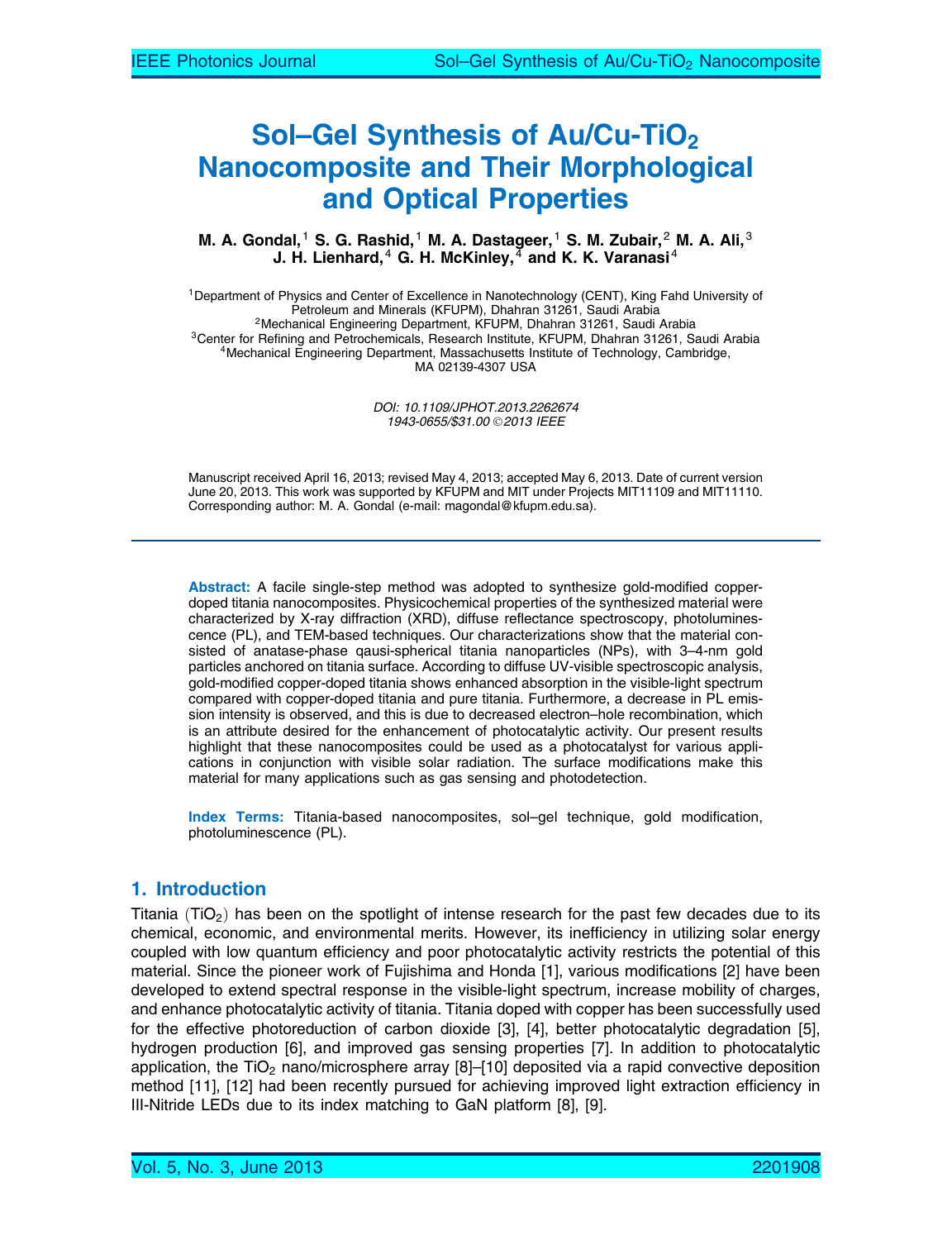# Sol–Gel Synthesis of Au/Cu-$TiO_2$ Nanocomposite and Their Morphological and Optical Properties

**M. A. Gondal,[1] S. G. Rashid,[1] M. A. Dastageer,[1] S. M. Zubair,[2] M. A. Ali,[3] J. H. Lienhard,[4] G. H. McKinley,[4] and K. K. Varanasi[4]**

[1]Department of Physics and Center of Excellence in Nanotechnology (CENT), King Fahd University of Petroleum and Minerals (KFUPM), Dhahran 31261, Saudi Arabia
[2]Mechanical Engineering Department, KFUPM, Dhahran 31261, Saudi Arabia
[3]Center for Refining and Petrochemicals, Research Institute, KFUPM, Dhahran 31261, Saudi Arabia
[4]Mechanical Engineering Department, Massachusetts Institute of Technology, Cambridge, MA 02139-4307 USA

*DOI: 10.1109/JPHOT.2013.2262674*
*1943-0655/$31.00 ©2013 IEEE*

Manuscript received April 16, 2013; revised May 4, 2013; accepted May 6, 2013. Date of current version June 20, 2013. This work was supported by KFUPM and MIT under Projects MIT11109 and MIT11110. Corresponding author: M. A. Gondal (e-mail: magondal@kfupm.edu.sa).

**Abstract:** A facile single-step method was adopted to synthesize gold-modified copper-doped titania nanocomposites. Physicochemical properties of the synthesized material were characterized by X-ray diffraction (XRD), diffuse reflectance spectroscopy, photoluminescence (PL), and TEM-based techniques. Our characterizations show that the material consisted of anatase-phase qausi-spherical titania nanoparticles (NPs), with 3–4-nm gold particles anchored on titania surface. According to diffuse UV-visible spectroscopic analysis, gold-modified copper-doped titania shows enhanced absorption in the visible-light spectrum compared with copper-doped titania and pure titania. Furthermore, a decrease in PL emission intensity is observed, and this is due to decreased electron–hole recombination, which is an attribute desired for the enhancement of photocatalytic activity. Our present results highlight that these nanocomposites could be used as a photocatalyst for various applications in conjunction with visible solar radiation. The surface modifications make this material for many applications such as gas sensing and photodetection.

**Index Terms:** Titania-based nanocomposites, sol–gel technique, gold modification, photoluminescence (PL).

## 1. Introduction

Titania ($TiO_2$) has been on the spotlight of intense research for the past few decades due to its chemical, economic, and environmental merits. However, its inefficiency in utilizing solar energy coupled with low quantum efficiency and poor photocatalytic activity restricts the potential of this material. Since the pioneer work of Fujishima and Honda [1], various modifications [2] have been developed to extend spectral response in the visible-light spectrum, increase mobility of charges, and enhance photocatalytic activity of titania. Titania doped with copper has been successfully used for the effective photoreduction of carbon dioxide [3], [4], better photocatalytic degradation [5], hydrogen production [6], and improved gas sensing properties [7]. In addition to photocatalytic application, the $TiO_2$ nano/microsphere array [8]–[10] deposited via a rapid convective deposition method [11], [12] had been recently pursued for achieving improved light extraction efficiency in III-Nitride LEDs due to its index matching to GaN platform [8], [9].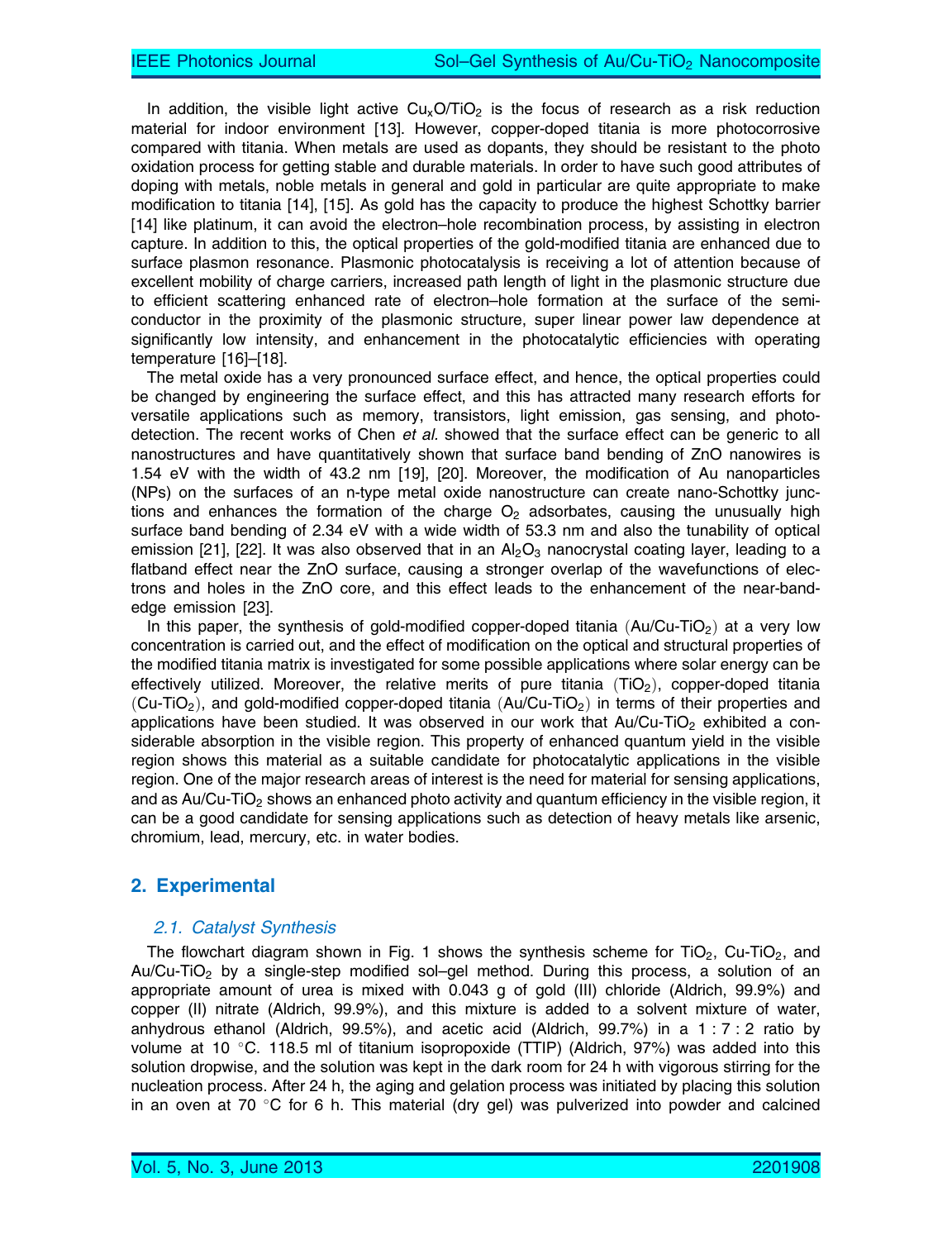In addition, the visible light active $Cu_xO/TiO_2$ is the focus of research as a risk reduction material for indoor environment [13]. However, copper-doped titania is more photocorrosive compared with titania. When metals are used as dopants, they should be resistant to the photo oxidation process for getting stable and durable materials. In order to have such good attributes of doping with metals, noble metals in general and gold in particular are quite appropriate to make modification to titania [14], [15]. As gold has the capacity to produce the highest Schottky barrier [14] like platinum, it can avoid the electron–hole recombination process, by assisting in electron capture. In addition to this, the optical properties of the gold-modified titania are enhanced due to surface plasmon resonance. Plasmonic photocatalysis is receiving a lot of attention because of excellent mobility of charge carriers, increased path length of light in the plasmonic structure due to efficient scattering enhanced rate of electron–hole formation at the surface of the semiconductor in the proximity of the plasmonic structure, super linear power law dependence at significantly low intensity, and enhancement in the photocatalytic efficiencies with operating temperature [16]–[18].

The metal oxide has a very pronounced surface effect, and hence, the optical properties could be changed by engineering the surface effect, and this has attracted many research efforts for versatile applications such as memory, transistors, light emission, gas sensing, and photodetection. The recent works of Chen *et al.* showed that the surface effect can be generic to all nanostructures and have quantitatively shown that surface band bending of ZnO nanowires is 1.54 eV with the width of 43.2 nm [19], [20]. Moreover, the modification of Au nanoparticles (NPs) on the surfaces of an n-type metal oxide nanostructure can create nano-Schottky junctions and enhances the formation of the charge $O_2$ adsorbates, causing the unusually high surface band bending of 2.34 eV with a wide width of 53.3 nm and also the tunability of optical emission [21], [22]. It was also observed that in an $Al_2O_3$ nanocrystal coating layer, leading to a flatband effect near the ZnO surface, causing a stronger overlap of the wavefunctions of electrons and holes in the ZnO core, and this effect leads to the enhancement of the near-band-edge emission [23].

In this paper, the synthesis of gold-modified copper-doped titania ($Au/Cu\text{-}TiO_2$) at a very low concentration is carried out, and the effect of modification on the optical and structural properties of the modified titania matrix is investigated for some possible applications where solar energy can be effectively utilized. Moreover, the relative merits of pure titania ($TiO_2$), copper-doped titania ($Cu\text{-}TiO_2$), and gold-modified copper-doped titania ($Au/Cu\text{-}TiO_2$) in terms of their properties and applications have been studied. It was observed in our work that $Au/Cu\text{-}TiO_2$ exhibited a considerable absorption in the visible region. This property of enhanced quantum yield in the visible region shows this material as a suitable candidate for photocatalytic applications in the visible region. One of the major research areas of interest is the need for material for sensing applications, and as $Au/Cu\text{-}TiO_2$ shows an enhanced photo activity and quantum efficiency in the visible region, it can be a good candidate for sensing applications such as detection of heavy metals like arsenic, chromium, lead, mercury, etc. in water bodies.

## 2. Experimental

### 2.1. Catalyst Synthesis

The flowchart diagram shown in Fig. 1 shows the synthesis scheme for $TiO_2$, $Cu\text{-}TiO_2$, and $Au/Cu\text{-}TiO_2$ by a single-step modified sol–gel method. During this process, a solution of an appropriate amount of urea is mixed with 0.043 g of gold (III) chloride (Aldrich, 99.9%) and copper (II) nitrate (Aldrich, 99.9%), and this mixture is added to a solvent mixture of water, anhydrous ethanol (Aldrich, 99.5%), and acetic acid (Aldrich, 99.7%) in a 1 : 7 : 2 ratio by volume at 10 °C. 118.5 ml of titanium isopropoxide (TTIP) (Aldrich, 97%) was added into this solution dropwise, and the solution was kept in the dark room for 24 h with vigorous stirring for the nucleation process. After 24 h, the aging and gelation process was initiated by placing this solution in an oven at 70 °C for 6 h. This material (dry gel) was pulverized into powder and calcined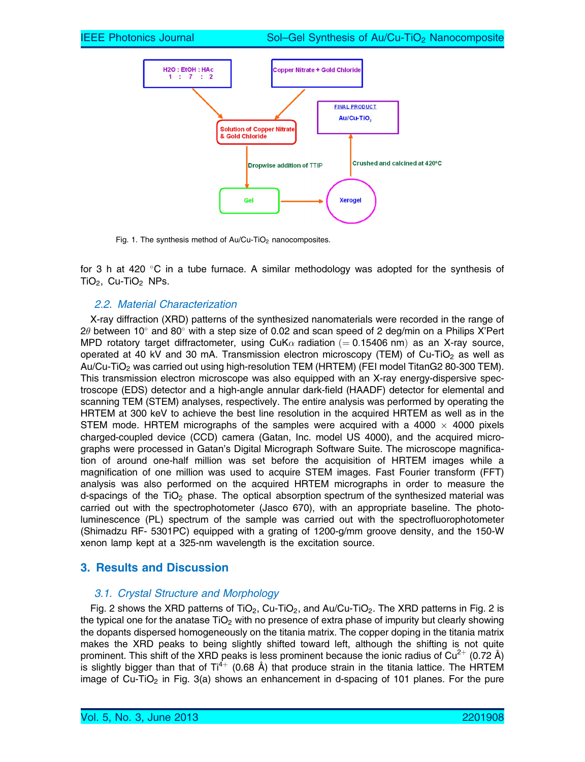Fig. 1. The synthesis method of Au/Cu-$TiO_2$ nanocomposites.

for 3 h at 420 °C in a tube furnace. A similar methodology was adopted for the synthesis of $TiO_2$, Cu-$TiO_2$ NPs.

### 2.2. Material Characterization

X-ray diffraction (XRD) patterns of the synthesized nanomaterials were recorded in the range of $2\theta$ between 10° and 80° with a step size of 0.02 and scan speed of 2 deg/min on a Philips X'Pert MPD rotatory target diffractometer, using CuK$\alpha$ radiation ($=$ 0.15406 nm) as an X-ray source, operated at 40 kV and 30 mA. Transmission electron microscopy (TEM) of Cu-$TiO_2$ as well as Au/Cu-$TiO_2$ was carried out using high-resolution TEM (HRTEM) (FEI model TitanG2 80-300 TEM). This transmission electron microscope was also equipped with an X-ray energy-dispersive spectroscope (EDS) detector and a high-angle annular dark-field (HAADF) detector for elemental and scanning TEM (STEM) analyses, respectively. The entire analysis was performed by operating the HRTEM at 300 keV to achieve the best line resolution in the acquired HRTEM as well as in the STEM mode. HRTEM micrographs of the samples were acquired with a 4000 $\times$ 4000 pixels charged-coupled device (CCD) camera (Gatan, Inc. model US 4000), and the acquired micrographs were processed in Gatan's Digital Micrograph Software Suite. The microscope magnification of around one-half million was set before the acquisition of HRTEM images while a magnification of one million was used to acquire STEM images. Fast Fourier transform (FFT) analysis was also performed on the acquired HRTEM micrographs in order to measure the d-spacings of the $TiO_2$ phase. The optical absorption spectrum of the synthesized material was carried out with the spectrophotometer (Jasco 670), with an appropriate baseline. The photoluminescence (PL) spectrum of the sample was carried out with the spectrofluorophotometer (Shimadzu RF- 5301PC) equipped with a grating of 1200-g/mm groove density, and the 150-W xenon lamp kept at a 325-nm wavelength is the excitation source.

## 3. Results and Discussion

### 3.1. Crystal Structure and Morphology

Fig. 2 shows the XRD patterns of $TiO_2$, Cu-$TiO_2$, and Au/Cu-$TiO_2$. The XRD patterns in Fig. 2 is the typical one for the anatase $TiO_2$ with no presence of extra phase of impurity but clearly showing the dopants dispersed homogeneously on the titania matrix. The copper doping in the titania matrix makes the XRD peaks to being slightly shifted toward left, although the shifting is not quite prominent. This shift of the XRD peaks is less prominent because the ionic radius of $Cu^{2+}$ (0.72 Å) is slightly bigger than that of $Ti^{4+}$ (0.68 Å) that produce strain in the titania lattice. The HRTEM image of Cu-$TiO_2$ in Fig. 3(a) shows an enhancement in d-spacing of 101 planes. For the pure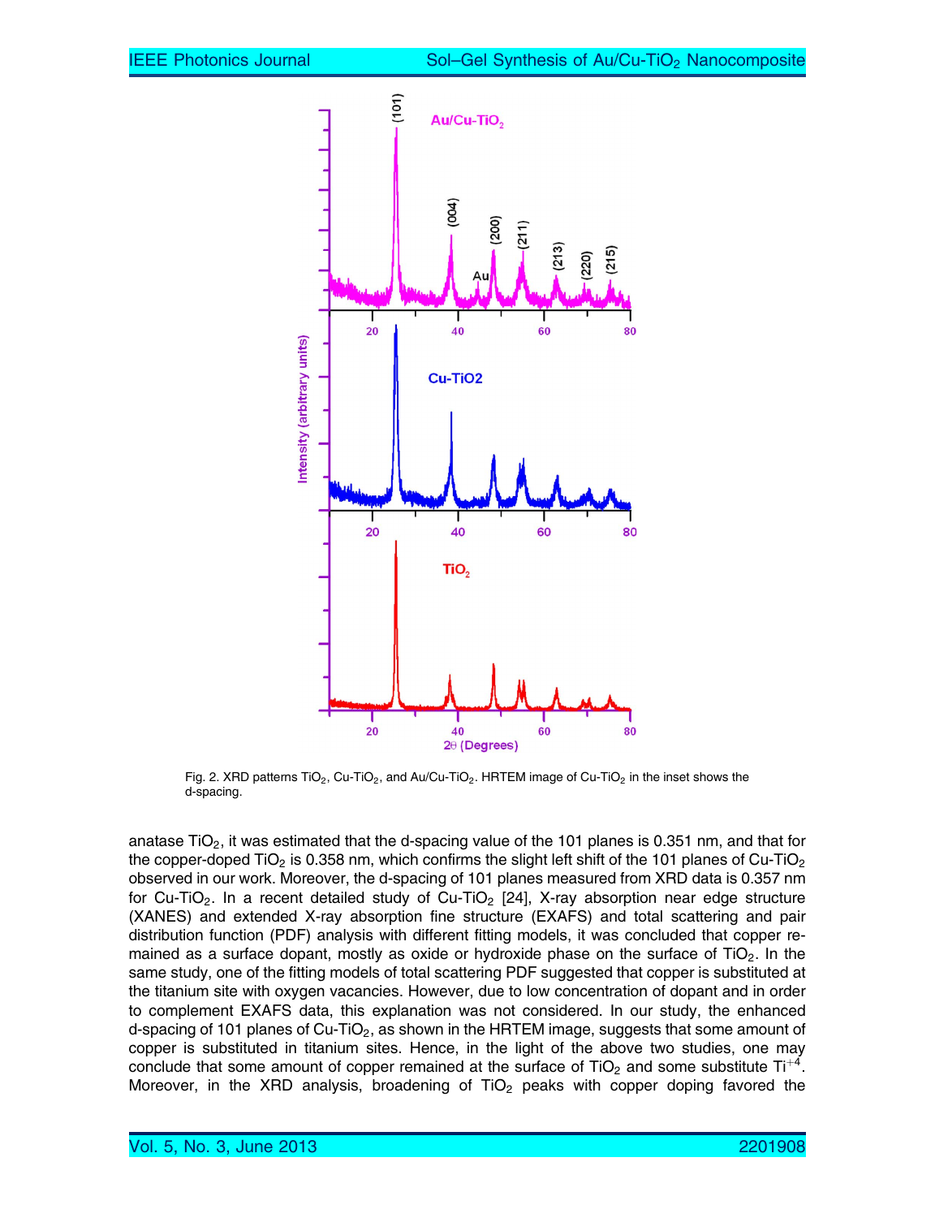Fig. 2. XRD patterns $TiO_2$, Cu-$TiO_2$, and Au/Cu-$TiO_2$. HRTEM image of Cu-$TiO_2$ in the inset shows the d-spacing.

anatase $TiO_2$, it was estimated that the d-spacing value of the 101 planes is 0.351 nm, and that for the copper-doped $TiO_2$ is 0.358 nm, which confirms the slight left shift of the 101 planes of Cu-$TiO_2$ observed in our work. Moreover, the d-spacing of 101 planes measured from XRD data is 0.357 nm for Cu-$TiO_2$. In a recent detailed study of Cu-$TiO_2$ [24], X-ray absorption near edge structure (XANES) and extended X-ray absorption fine structure (EXAFS) and total scattering and pair distribution function (PDF) analysis with different fitting models, it was concluded that copper remained as a surface dopant, mostly as oxide or hydroxide phase on the surface of $TiO_2$. In the same study, one of the fitting models of total scattering PDF suggested that copper is substituted at the titanium site with oxygen vacancies. However, due to low concentration of dopant and in order to complement EXAFS data, this explanation was not considered. In our study, the enhanced d-spacing of 101 planes of Cu-$TiO_2$, as shown in the HRTEM image, suggests that some amount of copper is substituted in titanium sites. Hence, in the light of the above two studies, one may conclude that some amount of copper remained at the surface of $TiO_2$ and some substitute $Ti^{+4}$. Moreover, in the XRD analysis, broadening of $TiO_2$ peaks with copper doping favored the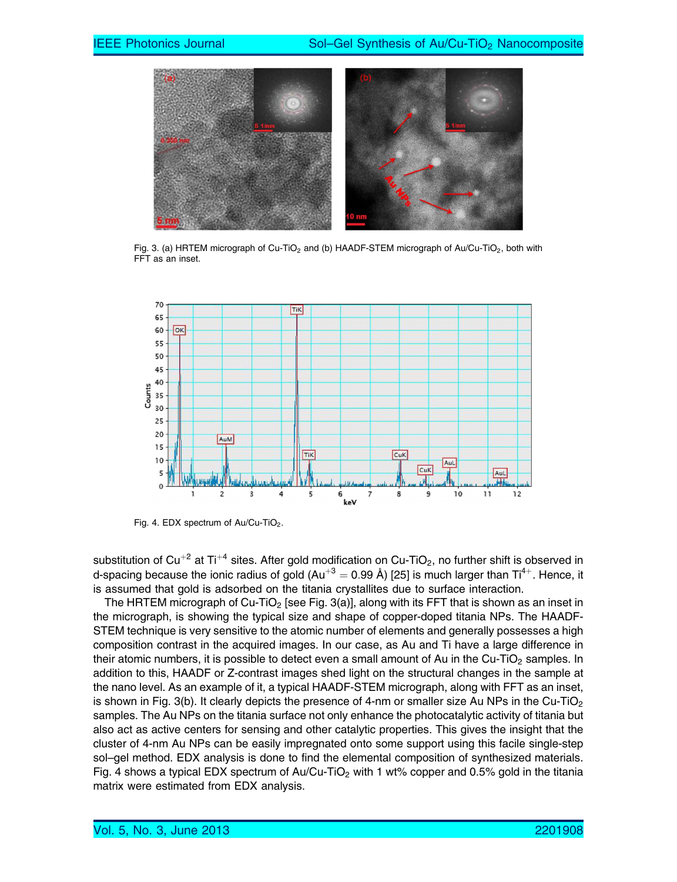Fig. 3. (a) HRTEM micrograph of Cu-$TiO_2$ and (b) HAADF-STEM micrograph of Au/Cu-$TiO_2$, both with FFT as an inset.

Fig. 4. EDX spectrum of Au/Cu-$TiO_2$.

substitution of $Cu^{+2}$ at $Ti^{+4}$ sites. After gold modification on Cu-$TiO_2$, no further shift is observed in d-spacing because the ionic radius of gold ($Au^{+3} = 0.99$ Å) [25] is much larger than $Ti^{4+}$. Hence, it is assumed that gold is adsorbed on the titania crystallites due to surface interaction.

The HRTEM micrograph of Cu-$TiO_2$ [see Fig. 3(a)], along with its FFT that is shown as an inset in the micrograph, is showing the typical size and shape of copper-doped titania NPs. The HAADF-STEM technique is very sensitive to the atomic number of elements and generally possesses a high composition contrast in the acquired images. In our case, as Au and Ti have a large difference in their atomic numbers, it is possible to detect even a small amount of Au in the Cu-$TiO_2$ samples. In addition to this, HAADF or Z-contrast images shed light on the structural changes in the sample at the nano level. As an example of it, a typical HAADF-STEM micrograph, along with FFT as an inset, is shown in Fig. 3(b). It clearly depicts the presence of 4-nm or smaller size Au NPs in the Cu-$TiO_2$ samples. The Au NPs on the titania surface not only enhance the photocatalytic activity of titania but also act as active centers for sensing and other catalytic properties. This gives the insight that the cluster of 4-nm Au NPs can be easily impregnated onto some support using this facile single-step sol–gel method. EDX analysis is done to find the elemental composition of synthesized materials. Fig. 4 shows a typical EDX spectrum of Au/Cu-$TiO_2$ with 1 wt% copper and 0.5% gold in the titania matrix were estimated from EDX analysis.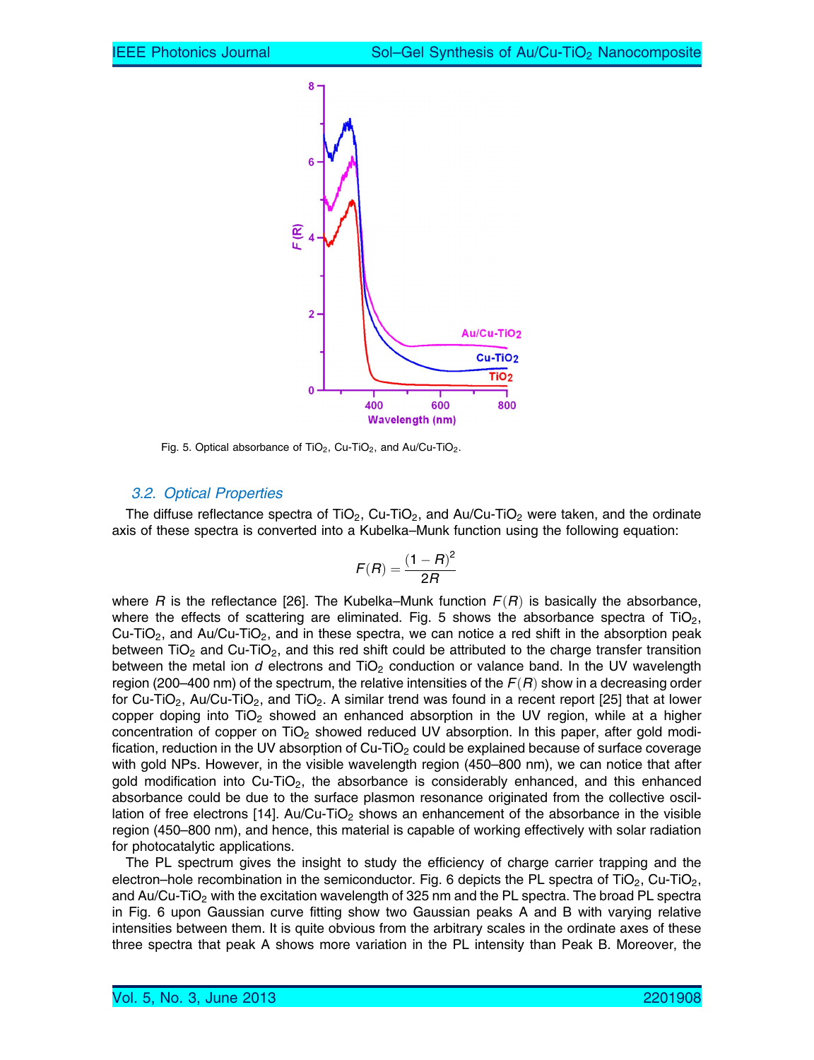Fig. 5. Optical absorbance of $TiO_2$, $Cu\text{-}TiO_2$, and $Au/Cu\text{-}TiO_2$.

### 3.2. Optical Properties

The diffuse reflectance spectra of $TiO_2$, $Cu\text{-}TiO_2$, and $Au/Cu\text{-}TiO_2$ were taken, and the ordinate axis of these spectra is converted into a Kubelka–Munk function using the following equation:

$$F(R) = \frac{(1-R)^2}{2R}$$

where $R$ is the reflectance [26]. The Kubelka–Munk function $F(R)$ is basically the absorbance, where the effects of scattering are eliminated. Fig. 5 shows the absorbance spectra of $TiO_2$, $Cu\text{-}TiO_2$, and $Au/Cu\text{-}TiO_2$, and in these spectra, we can notice a red shift in the absorption peak between $TiO_2$ and $Cu\text{-}TiO_2$, and this red shift could be attributed to the charge transfer transition between the metal ion $d$ electrons and $TiO_2$ conduction or valance band. In the UV wavelength region (200–400 nm) of the spectrum, the relative intensities of the $F(R)$ show in a decreasing order for $Cu\text{-}TiO_2$, $Au/Cu\text{-}TiO_2$, and $TiO_2$. A similar trend was found in a recent report [25] that at lower copper doping into $TiO_2$ showed an enhanced absorption in the UV region, while at a higher concentration of copper on $TiO_2$ showed reduced UV absorption. In this paper, after gold modification, reduction in the UV absorption of $Cu\text{-}TiO_2$ could be explained because of surface coverage with gold NPs. However, in the visible wavelength region (450–800 nm), we can notice that after gold modification into $Cu\text{-}TiO_2$, the absorbance is considerably enhanced, and this enhanced absorbance could be due to the surface plasmon resonance originated from the collective oscillation of free electrons [14]. $Au/Cu\text{-}TiO_2$ shows an enhancement of the absorbance in the visible region (450–800 nm), and hence, this material is capable of working effectively with solar radiation for photocatalytic applications.

The PL spectrum gives the insight to study the efficiency of charge carrier trapping and the electron–hole recombination in the semiconductor. Fig. 6 depicts the PL spectra of $TiO_2$, $Cu\text{-}TiO_2$, and $Au/Cu\text{-}TiO_2$ with the excitation wavelength of 325 nm and the PL spectra. The broad PL spectra in Fig. 6 upon Gaussian curve fitting show two Gaussian peaks A and B with varying relative intensities between them. It is quite obvious from the arbitrary scales in the ordinate axes of these three spectra that peak A shows more variation in the PL intensity than Peak B. Moreover, the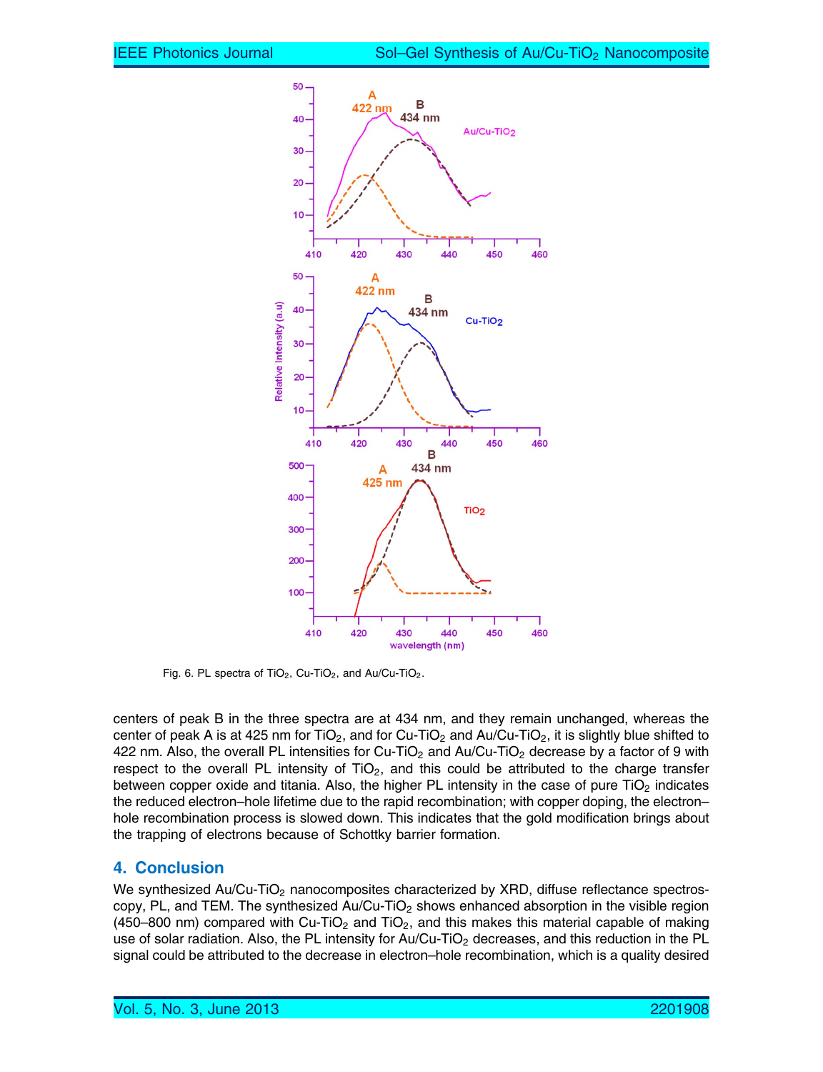Fig. 6. PL spectra of $TiO_2$, Cu-$TiO_2$, and Au/Cu-$TiO_2$.

centers of peak B in the three spectra are at 434 nm, and they remain unchanged, whereas the center of peak A is at 425 nm for $TiO_2$, and for Cu-$TiO_2$ and Au/Cu-$TiO_2$, it is slightly blue shifted to 422 nm. Also, the overall PL intensities for Cu-$TiO_2$ and Au/Cu-$TiO_2$ decrease by a factor of 9 with respect to the overall PL intensity of $TiO_2$, and this could be attributed to the charge transfer between copper oxide and titania. Also, the higher PL intensity in the case of pure $TiO_2$ indicates the reduced electron–hole lifetime due to the rapid recombination; with copper doping, the electron–hole recombination process is slowed down. This indicates that the gold modification brings about the trapping of electrons because of Schottky barrier formation.

## 4. Conclusion

We synthesized Au/Cu-$TiO_2$ nanocomposites characterized by XRD, diffuse reflectance spectroscopy, PL, and TEM. The synthesized Au/Cu-$TiO_2$ shows enhanced absorption in the visible region (450–800 nm) compared with Cu-$TiO_2$ and $TiO_2$, and this makes this material capable of making use of solar radiation. Also, the PL intensity for Au/Cu-$TiO_2$ decreases, and this reduction in the PL signal could be attributed to the decrease in electron–hole recombination, which is a quality desired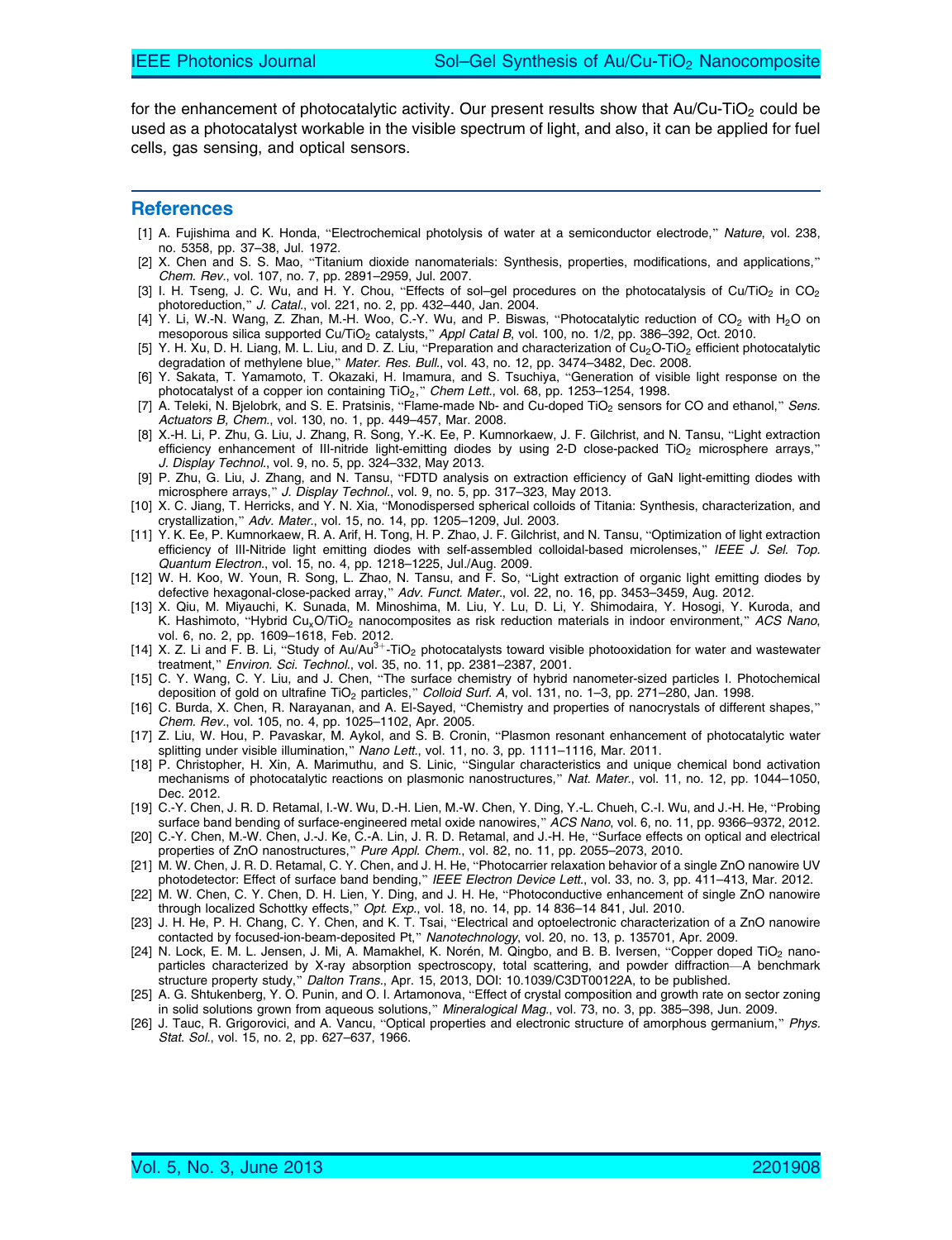for the enhancement of photocatalytic activity. Our present results show that Au/Cu-$TiO_2$ could be used as a photocatalyst workable in the visible spectrum of light, and also, it can be applied for fuel cells, gas sensing, and optical sensors.

## References

[1] A. Fujishima and K. Honda, "Electrochemical photolysis of water at a semiconductor electrode," *Nature*, vol. 238, no. 5358, pp. 37–38, Jul. 1972.

[2] X. Chen and S. S. Mao, "Titanium dioxide nanomaterials: Synthesis, properties, modifications, and applications," *Chem. Rev.*, vol. 107, no. 7, pp. 2891–2959, Jul. 2007.

[3] I. H. Tseng, J. C. Wu, and H. Y. Chou, "Effects of sol–gel procedures on the photocatalysis of Cu/$TiO_2$ in $CO_2$ photoreduction," *J. Catal.*, vol. 221, no. 2, pp. 432–440, Jan. 2004.

[4] Y. Li, W.-N. Wang, Z. Zhan, M.-H. Woo, C.-Y. Wu, and P. Biswas, "Photocatalytic reduction of $CO_2$ with $H_2O$ on mesoporous silica supported Cu/$TiO_2$ catalysts," *Appl Catal B*, vol. 100, no. 1/2, pp. 386–392, Oct. 2010.

[5] Y. H. Xu, D. H. Liang, M. L. Liu, and D. Z. Liu, "Preparation and characterization of $Cu_2O$-$TiO_2$ efficient photocatalytic degradation of methylene blue," *Mater. Res. Bull.*, vol. 43, no. 12, pp. 3474–3482, Dec. 2008.

[6] Y. Sakata, T. Yamamoto, T. Okazaki, H. Imamura, and S. Tsuchiya, "Generation of visible light response on the photocatalyst of a copper ion containing $TiO_2$," *Chem Lett.*, vol. 68, pp. 1253–1254, 1998.

[7] A. Teleki, N. Bjelobrk, and S. E. Pratsinis, "Flame-made Nb- and Cu-doped $TiO_2$ sensors for CO and ethanol," *Sens. Actuators B, Chem.*, vol. 130, no. 1, pp. 449–457, Mar. 2008.

[8] X.-H. Li, P. Zhu, G. Liu, J. Zhang, R. Song, Y.-K. Ee, P. Kumnorkaew, J. F. Gilchrist, and N. Tansu, "Light extraction efficiency enhancement of III-nitride light-emitting diodes by using 2-D close-packed $TiO_2$ microsphere arrays," *J. Display Technol.*, vol. 9, no. 5, pp. 324–332, May 2013.

[9] P. Zhu, G. Liu, J. Zhang, and N. Tansu, "FDTD analysis on extraction efficiency of GaN light-emitting diodes with microsphere arrays," *J. Display Technol.*, vol. 9, no. 5, pp. 317–323, May 2013.

[10] X. C. Jiang, T. Herricks, and Y. N. Xia, "Monodispersed spherical colloids of Titania: Synthesis, characterization, and crystallization," *Adv. Mater.*, vol. 15, no. 14, pp. 1205–1209, Jul. 2003.

[11] Y. K. Ee, P. Kumnorkaew, R. A. Arif, H. Tong, H. P. Zhao, J. F. Gilchrist, and N. Tansu, "Optimization of light extraction efficiency of III-Nitride light emitting diodes with self-assembled colloidal-based microlenses," *IEEE J. Sel. Top. Quantum Electron.*, vol. 15, no. 4, pp. 1218–1225, Jul./Aug. 2009.

[12] W. H. Koo, W. Youn, R. Song, L. Zhao, N. Tansu, and F. So, "Light extraction of organic light emitting diodes by defective hexagonal-close-packed array," *Adv. Funct. Mater.*, vol. 22, no. 16, pp. 3453–3459, Aug. 2012.

[13] X. Qiu, M. Miyauchi, K. Sunada, M. Minoshima, M. Liu, Y. Lu, D. Li, Y. Shimodaira, Y. Hosogi, Y. Kuroda, and K. Hashimoto, "Hybrid $Cu_xO$/$TiO_2$ nanocomposites as risk reduction materials in indoor environment," *ACS Nano*, vol. 6, no. 2, pp. 1609–1618, Feb. 2012.

[14] X. Z. Li and F. B. Li, "Study of Au/$Au^{3+}$-$TiO_2$ photocatalysts toward visible photooxidation for water and wastewater treatment," *Environ. Sci. Technol.*, vol. 35, no. 11, pp. 2381–2387, 2001.

[15] C. Y. Wang, C. Y. Liu, and J. Chen, "The surface chemistry of hybrid nanometer-sized particles I. Photochemical deposition of gold on ultrafine $TiO_2$ particles," *Colloid Surf. A*, vol. 131, no. 1–3, pp. 271–280, Jan. 1998.

[16] C. Burda, X. Chen, R. Narayanan, and A. El-Sayed, "Chemistry and properties of nanocrystals of different shapes," *Chem. Rev.*, vol. 105, no. 4, pp. 1025–1102, Apr. 2005.

[17] Z. Liu, W. Hou, P. Pavaskar, M. Aykol, and S. B. Cronin, "Plasmon resonant enhancement of photocatalytic water splitting under visible illumination," *Nano Lett.*, vol. 11, no. 3, pp. 1111–1116, Mar. 2011.

[18] P. Christopher, H. Xin, A. Marimuthu, and S. Linic, "Singular characteristics and unique chemical bond activation mechanisms of photocatalytic reactions on plasmonic nanostructures," *Nat. Mater.*, vol. 11, no. 12, pp. 1044–1050, Dec. 2012.

[19] C.-Y. Chen, J. R. D. Retamal, I.-W. Wu, D.-H. Lien, M.-W. Chen, Y. Ding, Y.-L. Chueh, C.-I. Wu, and J.-H. He, "Probing surface band bending of surface-engineered metal oxide nanowires," *ACS Nano*, vol. 6, no. 11, pp. 9366–9372, 2012.

[20] C.-Y. Chen, M.-W. Chen, J.-J. Ke, C.-A. Lin, J. R. D. Retamal, and J.-H. He, "Surface effects on optical and electrical properties of ZnO nanostructures," *Pure Appl. Chem.*, vol. 82, no. 11, pp. 2055–2073, 2010.

[21] M. W. Chen, J. R. D. Retamal, C. Y. Chen, and J. H. He, "Photocarrier relaxation behavior of a single ZnO nanowire UV photodetector: Effect of surface band bending," *IEEE Electron Device Lett.*, vol. 33, no. 3, pp. 411–413, Mar. 2012.

[22] M. W. Chen, C. Y. Chen, D. H. Lien, Y. Ding, and J. H. He, "Photoconductive enhancement of single ZnO nanowire through localized Schottky effects," *Opt. Exp.*, vol. 18, no. 14, pp. 14 836–14 841, Jul. 2010.

[23] J. H. He, P. H. Chang, C. Y. Chen, and K. T. Tsai, "Electrical and optoelectronic characterization of a ZnO nanowire contacted by focused-ion-beam-deposited Pt," *Nanotechnology*, vol. 20, no. 13, p. 135701, Apr. 2009.

[24] N. Lock, E. M. L. Jensen, J. Mi, A. Mamakhel, K. Norén, M. Qingbo, and B. B. Iversen, "Copper doped $TiO_2$ nanoparticles characterized by X-ray absorption spectroscopy, total scattering, and powder diffraction—A benchmark structure property study," *Dalton Trans.*, Apr. 15, 2013, DOI: 10.1039/C3DT00122A, to be published.

[25] A. G. Shtukenberg, Y. O. Punin, and O. I. Artamonova, "Effect of crystal composition and growth rate on sector zoning in solid solutions grown from aqueous solutions," *Mineralogical Mag.*, vol. 73, no. 3, pp. 385–398, Jun. 2009.

[26] J. Tauc, R. Grigorovici, and A. Vancu, "Optical properties and electronic structure of amorphous germanium," *Phys. Stat. Sol.*, vol. 15, no. 2, pp. 627–637, 1966.